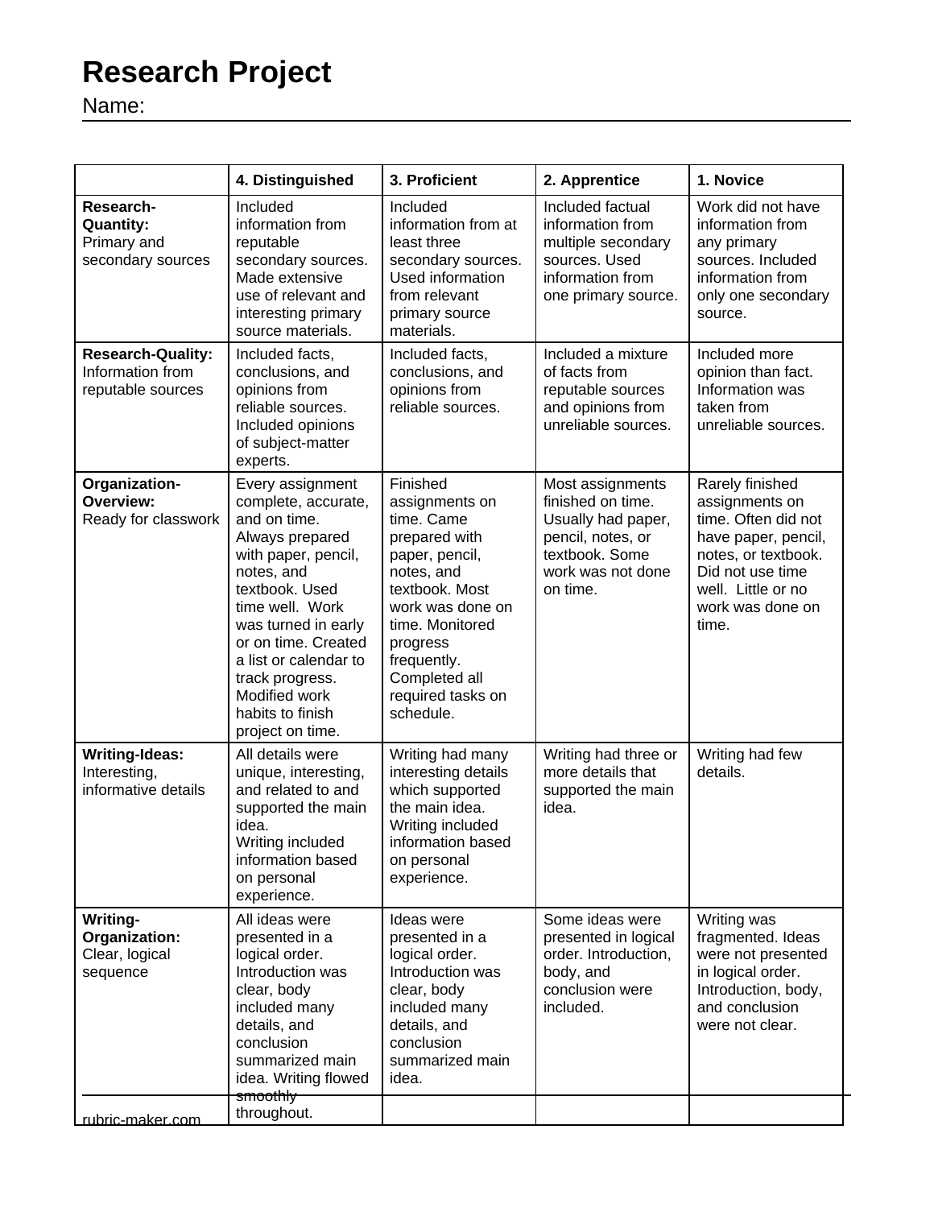# Research Project

Name:

| | 4. Distinguished | 3. Proficient | 2. Apprentice | 1. Novice |
|---|---|---|---|---|
| **Research-Quantity:** Primary and secondary sources | Included information from reputable secondary sources. Made extensive use of relevant and interesting primary source materials. | Included information from at least three secondary sources. Used information from relevant primary source materials. | Included factual information from multiple secondary sources. Used information from one primary source. | Work did not have information from any primary sources. Included information from only one secondary source. |
| **Research-Quality:** Information from reputable sources | Included facts, conclusions, and opinions from reliable sources. Included opinions of subject-matter experts. | Included facts, conclusions, and opinions from reliable sources. | Included a mixture of facts from reputable sources and opinions from unreliable sources. | Included more opinion than fact. Information was taken from unreliable sources. |
| **Organization-Overview:** Ready for classwork | Every assignment complete, accurate, and on time. Always prepared with paper, pencil, notes, and textbook. Used time well. Work was turned in early or on time. Created a list or calendar to track progress. Modified work habits to finish project on time. | Finished assignments on time. Came prepared with paper, pencil, notes, and textbook. Most work was done on time. Monitored progress frequently. Completed all required tasks on schedule. | Most assignments finished on time. Usually had paper, pencil, notes, or textbook. Some work was not done on time. | Rarely finished assignments on time. Often did not have paper, pencil, notes, or textbook. Did not use time well. Little or no work was done on time. |
| **Writing-Ideas:** Interesting, informative details | All details were unique, interesting, and related to and supported the main idea. Writing included information based on personal experience. | Writing had many interesting details which supported the main idea. Writing included information based on personal experience. | Writing had three or more details that supported the main idea. | Writing had few details. |
| **Writing-Organization:** Clear, logical sequence | All ideas were presented in a logical order. Introduction was clear, body included many details, and conclusion summarized main idea. Writing flowed smoothly throughout. | Ideas were presented in a logical order. Introduction was clear, body included many details, and conclusion summarized main idea. | Some ideas were presented in logical order. Introduction, body, and conclusion were included. | Writing was fragmented. Ideas were not presented in logical order. Introduction, body, and conclusion were not clear. |

rubric-maker.com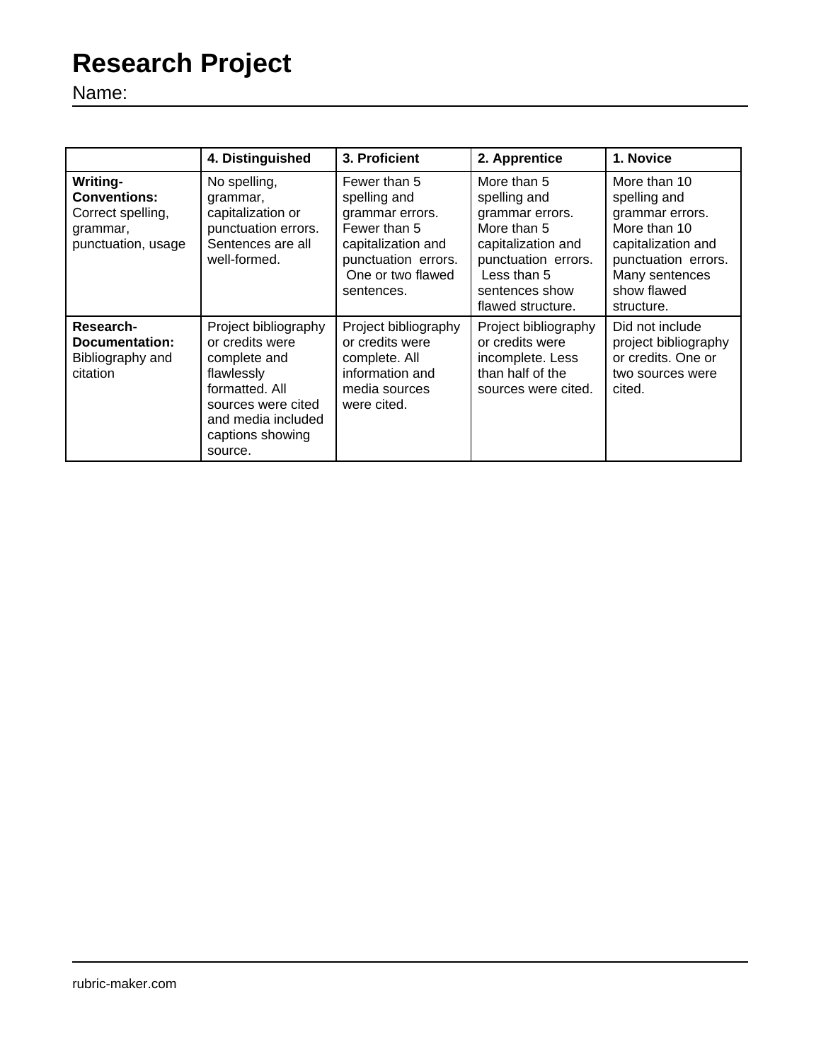# Research Project

Name:

| | 4. Distinguished | 3. Proficient | 2. Apprentice | 1. Novice |
|---|---|---|---|---|
| **Writing-Conventions:** Correct spelling, grammar, punctuation, usage | No spelling, grammar, capitalization or punctuation errors. Sentences are all well-formed. | Fewer than 5 spelling and grammar errors. Fewer than 5 capitalization and punctuation errors. One or two flawed sentences. | More than 5 spelling and grammar errors. More than 5 capitalization and punctuation errors. Less than 5 sentences show flawed structure. | More than 10 spelling and grammar errors. More than 10 capitalization and punctuation errors. Many sentences show flawed structure. |
| **Research-Documentation:** Bibliography and citation | Project bibliography or credits were complete and flawlessly formatted. All sources were cited and media included captions showing source. | Project bibliography or credits were complete. All information and media sources were cited. | Project bibliography or credits were incomplete. Less than half of the sources were cited. | Did not include project bibliography or credits. One or two sources were cited. |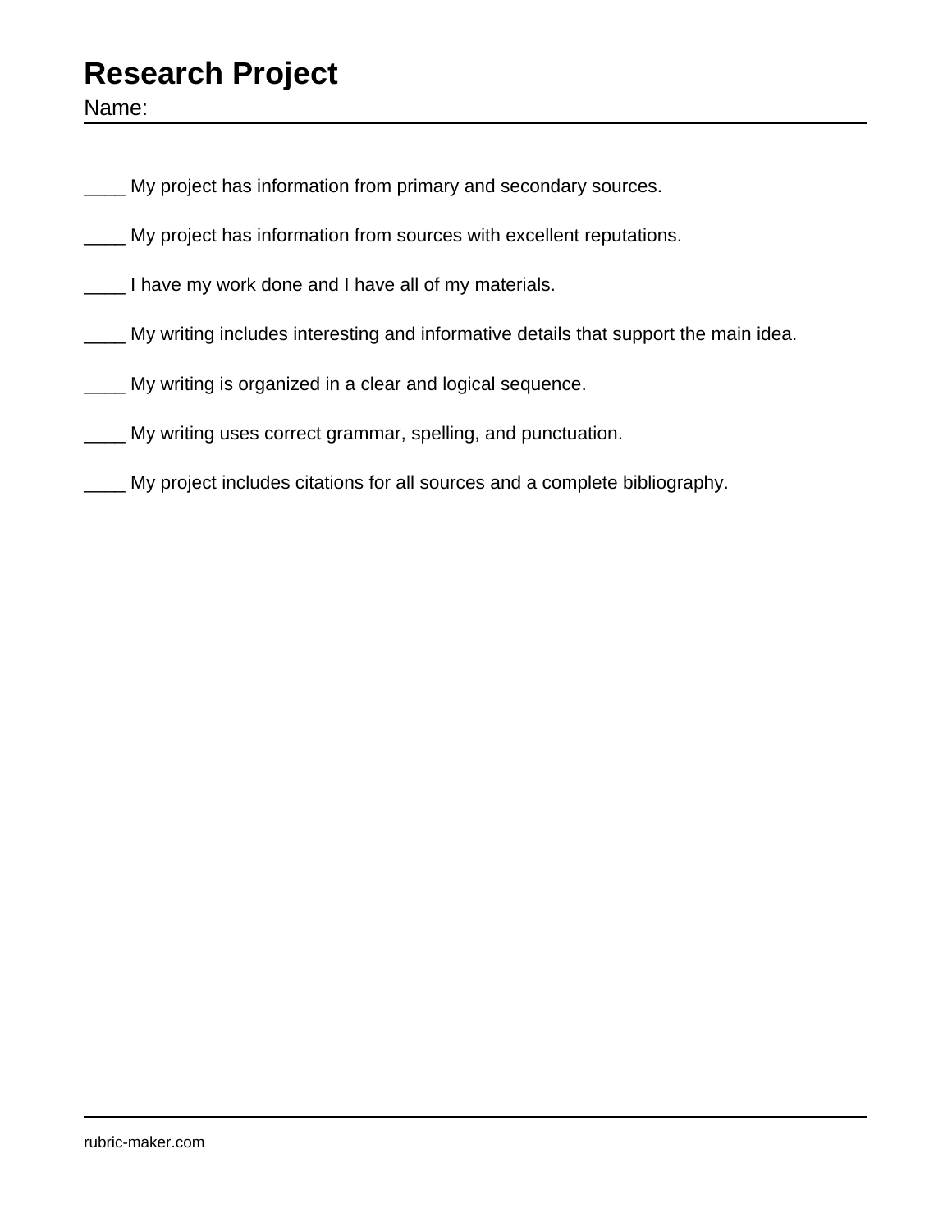# Research Project

Name:

____ My project has information from primary and secondary sources.

____ My project has information from sources with excellent reputations.

____ I have my work done and I have all of my materials.

____ My writing includes interesting and informative details that support the main idea.

____ My writing is organized in a clear and logical sequence.

____ My writing uses correct grammar, spelling, and punctuation.

____ My project includes citations for all sources and a complete bibliography.